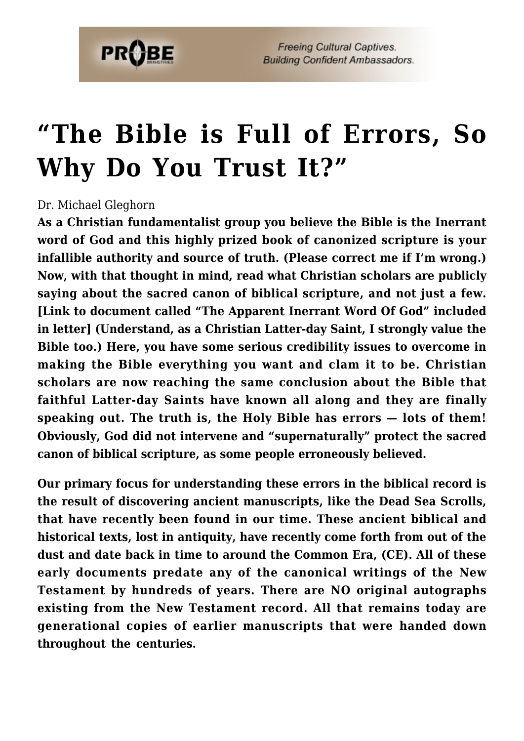# "The Bible is Full of Errors, So Why Do You Trust It?"

Dr. Michael Gleghorn

**As a Christian fundamentalist group you believe the Bible is the Inerrant word of God and this highly prized book of canonized scripture is your infallible authority and source of truth. (Please correct me if I'm wrong.) Now, with that thought in mind, read what Christian scholars are publicly saying about the sacred canon of biblical scripture, and not just a few. [Link to document called "The Apparent Inerrant Word Of God" included in letter] (Understand, as a Christian Latter-day Saint, I strongly value the Bible too.) Here, you have some serious credibility issues to overcome in making the Bible everything you want and clam it to be. Christian scholars are now reaching the same conclusion about the Bible that faithful Latter-day Saints have known all along and they are finally speaking out. The truth is, the Holy Bible has errors — lots of them! Obviously, God did not intervene and "supernaturally" protect the sacred canon of biblical scripture, as some people erroneously believed.**

**Our primary focus for understanding these errors in the biblical record is the result of discovering ancient manuscripts, like the Dead Sea Scrolls, that have recently been found in our time. These ancient biblical and historical texts, lost in antiquity, have recently come forth from out of the dust and date back in time to around the Common Era, (CE). All of these early documents predate any of the canonical writings of the New Testament by hundreds of years. There are NO original autographs existing from the New Testament record. All that remains today are generational copies of earlier manuscripts that were handed down throughout the centuries.**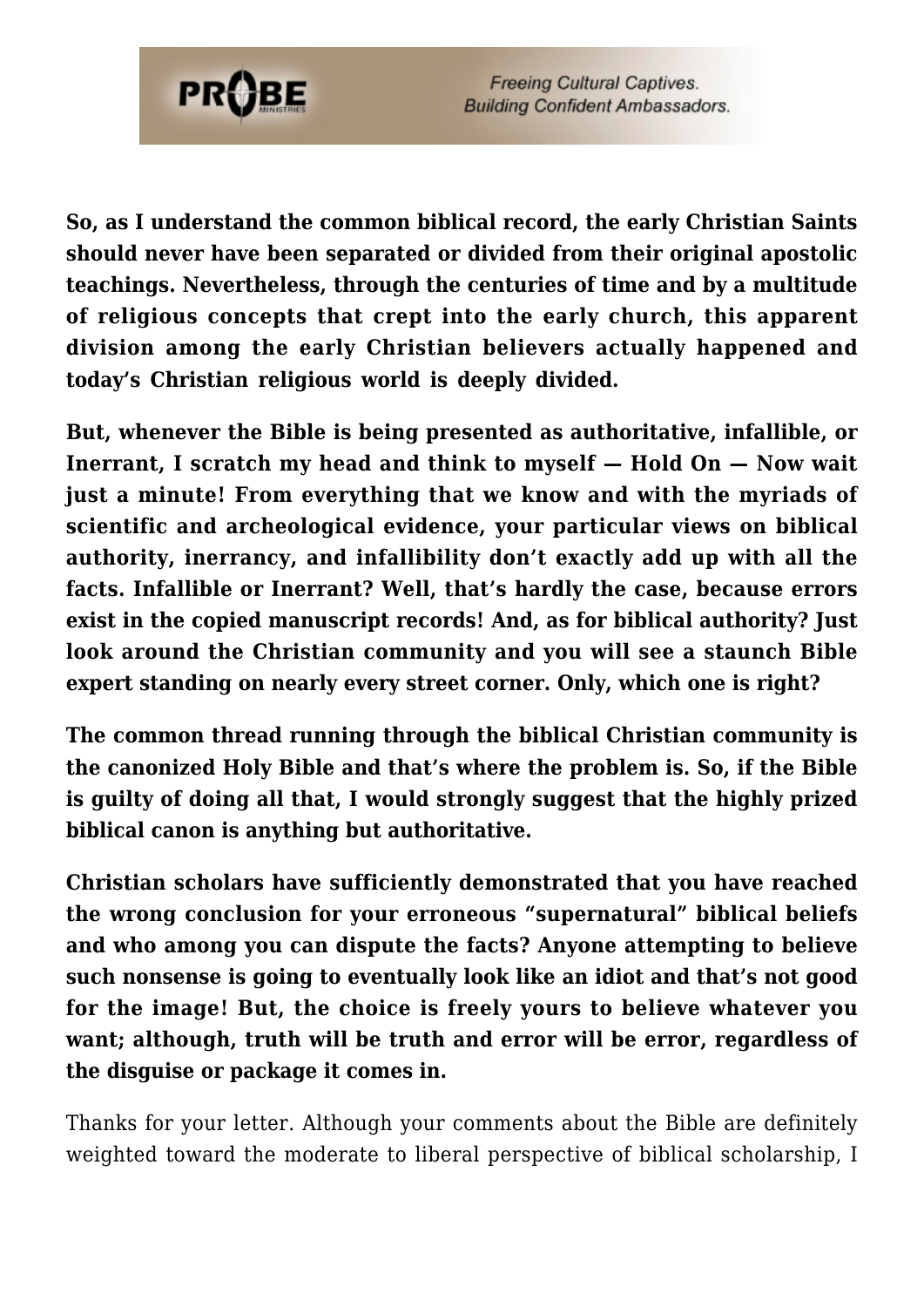**So, as I understand the common biblical record, the early Christian Saints should never have been separated or divided from their original apostolic teachings. Nevertheless, through the centuries of time and by a multitude of religious concepts that crept into the early church, this apparent division among the early Christian believers actually happened and today's Christian religious world is deeply divided.**

**But, whenever the Bible is being presented as authoritative, infallible, or Inerrant, I scratch my head and think to myself — Hold On — Now wait just a minute! From everything that we know and with the myriads of scientific and archeological evidence, your particular views on biblical authority, inerrancy, and infallibility don't exactly add up with all the facts. Infallible or Inerrant? Well, that's hardly the case, because errors exist in the copied manuscript records! And, as for biblical authority? Just look around the Christian community and you will see a staunch Bible expert standing on nearly every street corner. Only, which one is right?**

**The common thread running through the biblical Christian community is the canonized Holy Bible and that's where the problem is. So, if the Bible is guilty of doing all that, I would strongly suggest that the highly prized biblical canon is anything but authoritative.**

**Christian scholars have sufficiently demonstrated that you have reached the wrong conclusion for your erroneous "supernatural" biblical beliefs and who among you can dispute the facts? Anyone attempting to believe such nonsense is going to eventually look like an idiot and that's not good for the image! But, the choice is freely yours to believe whatever you want; although, truth will be truth and error will be error, regardless of the disguise or package it comes in.**

Thanks for your letter. Although your comments about the Bible are definitely weighted toward the moderate to liberal perspective of biblical scholarship, I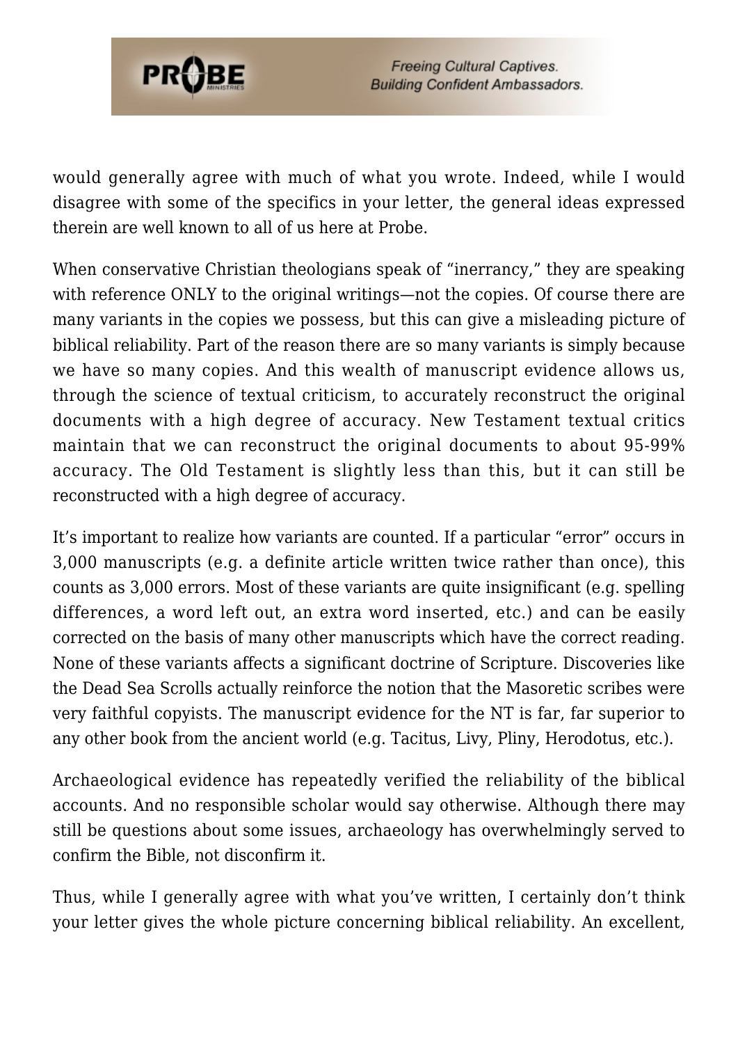would generally agree with much of what you wrote. Indeed, while I would disagree with some of the specifics in your letter, the general ideas expressed therein are well known to all of us here at Probe.

When conservative Christian theologians speak of "inerrancy," they are speaking with reference ONLY to the original writings—not the copies. Of course there are many variants in the copies we possess, but this can give a misleading picture of biblical reliability. Part of the reason there are so many variants is simply because we have so many copies. And this wealth of manuscript evidence allows us, through the science of textual criticism, to accurately reconstruct the original documents with a high degree of accuracy. New Testament textual critics maintain that we can reconstruct the original documents to about 95-99% accuracy. The Old Testament is slightly less than this, but it can still be reconstructed with a high degree of accuracy.

It's important to realize how variants are counted. If a particular "error" occurs in 3,000 manuscripts (e.g. a definite article written twice rather than once), this counts as 3,000 errors. Most of these variants are quite insignificant (e.g. spelling differences, a word left out, an extra word inserted, etc.) and can be easily corrected on the basis of many other manuscripts which have the correct reading. None of these variants affects a significant doctrine of Scripture. Discoveries like the Dead Sea Scrolls actually reinforce the notion that the Masoretic scribes were very faithful copyists. The manuscript evidence for the NT is far, far superior to any other book from the ancient world (e.g. Tacitus, Livy, Pliny, Herodotus, etc.).

Archaeological evidence has repeatedly verified the reliability of the biblical accounts. And no responsible scholar would say otherwise. Although there may still be questions about some issues, archaeology has overwhelmingly served to confirm the Bible, not disconfirm it.

Thus, while I generally agree with what you've written, I certainly don't think your letter gives the whole picture concerning biblical reliability. An excellent,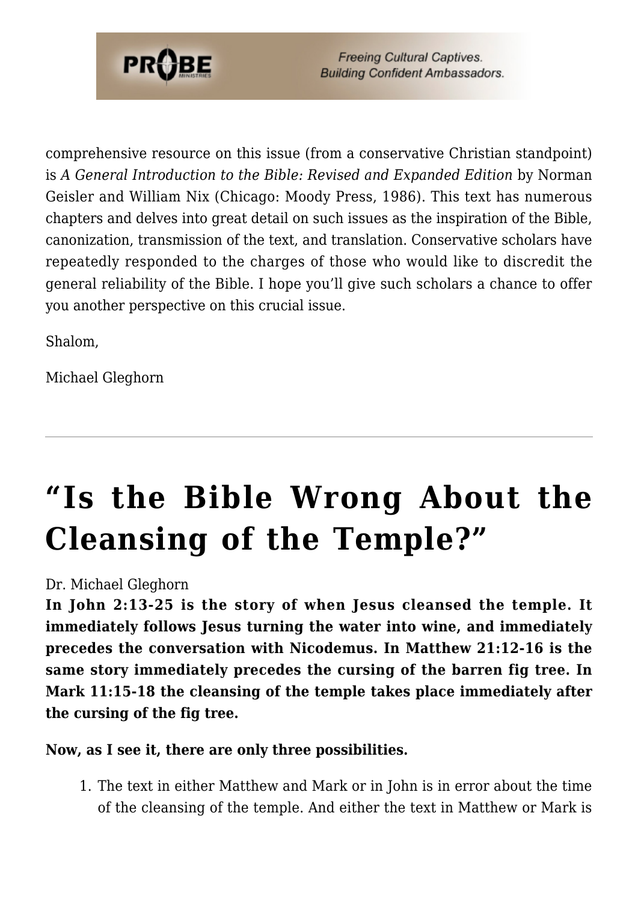comprehensive resource on this issue (from a conservative Christian standpoint) is *A General Introduction to the Bible: Revised and Expanded Edition* by Norman Geisler and William Nix (Chicago: Moody Press, 1986). This text has numerous chapters and delves into great detail on such issues as the inspiration of the Bible, canonization, transmission of the text, and translation. Conservative scholars have repeatedly responded to the charges of those who would like to discredit the general reliability of the Bible. I hope you'll give such scholars a chance to offer you another perspective on this crucial issue.

Shalom,

Michael Gleghorn

---

# "Is the Bible Wrong About the Cleansing of the Temple?"

Dr. Michael Gleghorn

**In John 2:13-25 is the story of when Jesus cleansed the temple. It immediately follows Jesus turning the water into wine, and immediately precedes the conversation with Nicodemus. In Matthew 21:12-16 is the same story immediately precedes the cursing of the barren fig tree. In Mark 11:15-18 the cleansing of the temple takes place immediately after the cursing of the fig tree.**

**Now, as I see it, there are only three possibilities.**

1. The text in either Matthew and Mark or in John is in error about the time of the cleansing of the temple. And either the text in Matthew or Mark is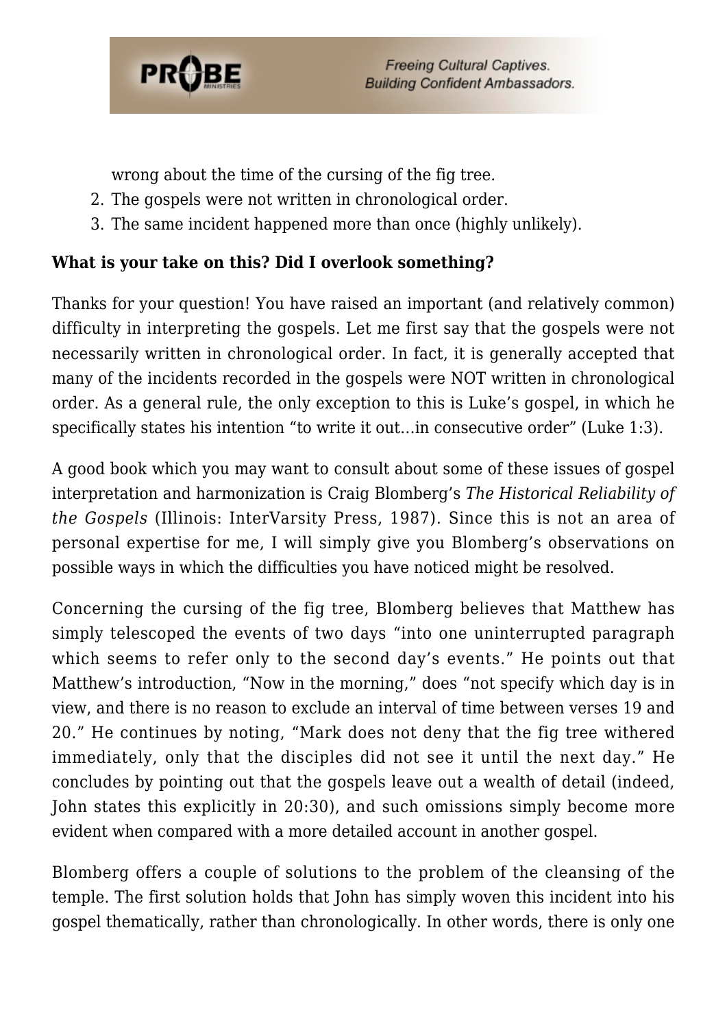wrong about the time of the cursing of the fig tree.

2. The gospels were not written in chronological order.
3. The same incident happened more than once (highly unlikely).

**What is your take on this? Did I overlook something?**

Thanks for your question! You have raised an important (and relatively common) difficulty in interpreting the gospels. Let me first say that the gospels were not necessarily written in chronological order. In fact, it is generally accepted that many of the incidents recorded in the gospels were NOT written in chronological order. As a general rule, the only exception to this is Luke's gospel, in which he specifically states his intention "to write it out…in consecutive order" (Luke 1:3).

A good book which you may want to consult about some of these issues of gospel interpretation and harmonization is Craig Blomberg's *The Historical Reliability of the Gospels* (Illinois: InterVarsity Press, 1987). Since this is not an area of personal expertise for me, I will simply give you Blomberg's observations on possible ways in which the difficulties you have noticed might be resolved.

Concerning the cursing of the fig tree, Blomberg believes that Matthew has simply telescoped the events of two days "into one uninterrupted paragraph which seems to refer only to the second day's events." He points out that Matthew's introduction, "Now in the morning," does "not specify which day is in view, and there is no reason to exclude an interval of time between verses 19 and 20." He continues by noting, "Mark does not deny that the fig tree withered immediately, only that the disciples did not see it until the next day." He concludes by pointing out that the gospels leave out a wealth of detail (indeed, John states this explicitly in 20:30), and such omissions simply become more evident when compared with a more detailed account in another gospel.

Blomberg offers a couple of solutions to the problem of the cleansing of the temple. The first solution holds that John has simply woven this incident into his gospel thematically, rather than chronologically. In other words, there is only one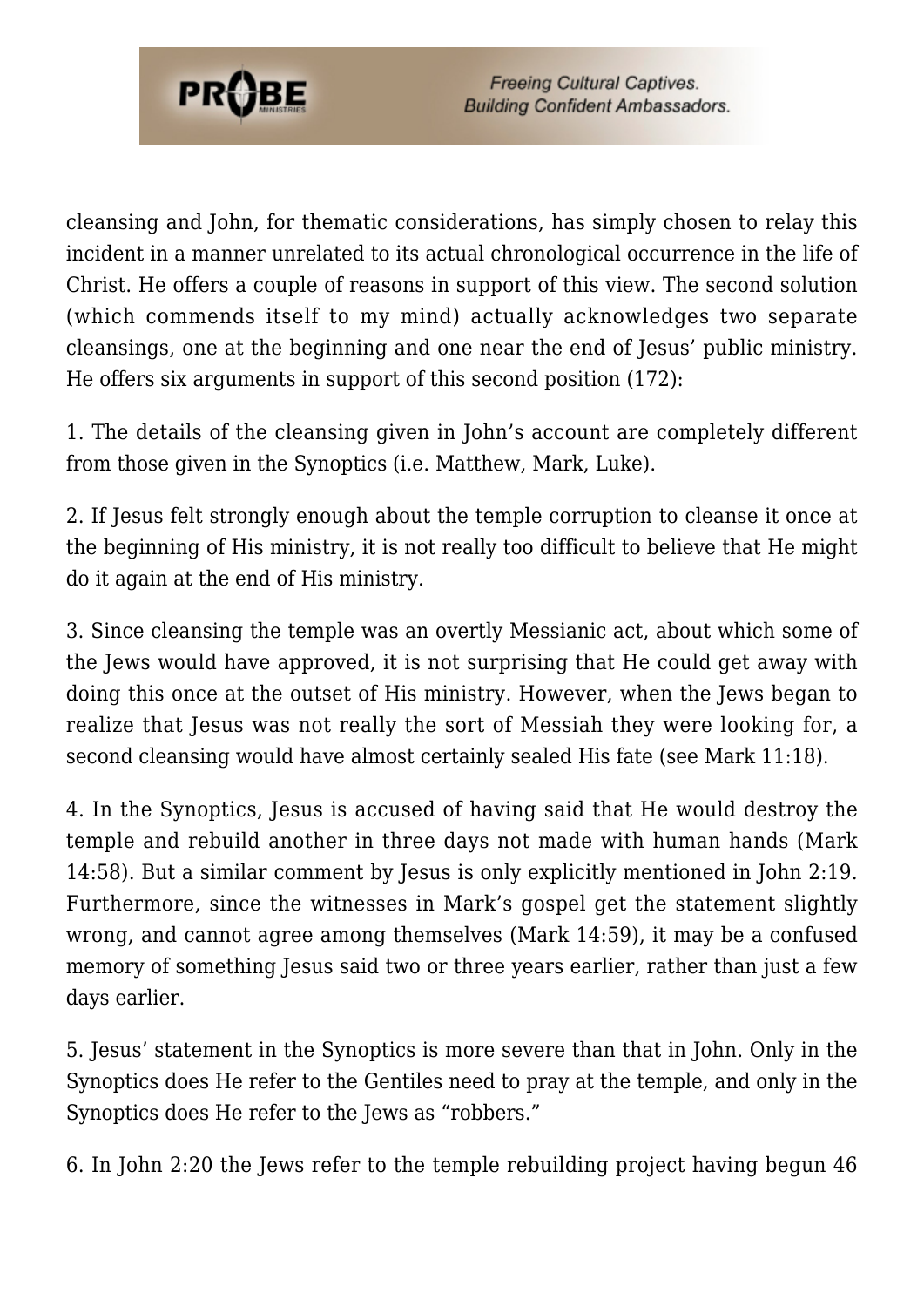cleansing and John, for thematic considerations, has simply chosen to relay this incident in a manner unrelated to its actual chronological occurrence in the life of Christ. He offers a couple of reasons in support of this view. The second solution (which commends itself to my mind) actually acknowledges two separate cleansings, one at the beginning and one near the end of Jesus' public ministry. He offers six arguments in support of this second position (172):

1. The details of the cleansing given in John's account are completely different from those given in the Synoptics (i.e. Matthew, Mark, Luke).

2. If Jesus felt strongly enough about the temple corruption to cleanse it once at the beginning of His ministry, it is not really too difficult to believe that He might do it again at the end of His ministry.

3. Since cleansing the temple was an overtly Messianic act, about which some of the Jews would have approved, it is not surprising that He could get away with doing this once at the outset of His ministry. However, when the Jews began to realize that Jesus was not really the sort of Messiah they were looking for, a second cleansing would have almost certainly sealed His fate (see Mark 11:18).

4. In the Synoptics, Jesus is accused of having said that He would destroy the temple and rebuild another in three days not made with human hands (Mark 14:58). But a similar comment by Jesus is only explicitly mentioned in John 2:19. Furthermore, since the witnesses in Mark's gospel get the statement slightly wrong, and cannot agree among themselves (Mark 14:59), it may be a confused memory of something Jesus said two or three years earlier, rather than just a few days earlier.

5. Jesus' statement in the Synoptics is more severe than that in John. Only in the Synoptics does He refer to the Gentiles need to pray at the temple, and only in the Synoptics does He refer to the Jews as "robbers."

6. In John 2:20 the Jews refer to the temple rebuilding project having begun 46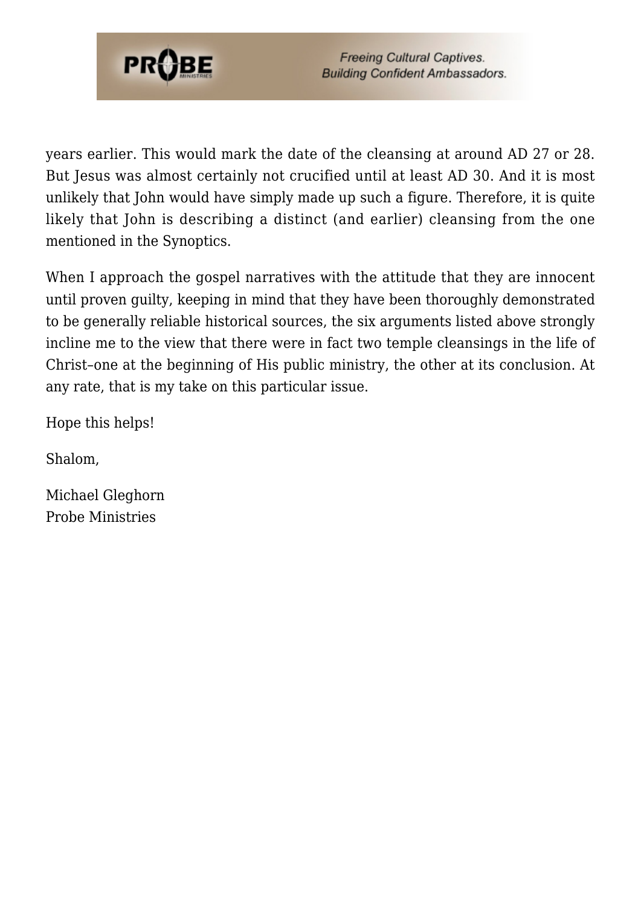years earlier. This would mark the date of the cleansing at around AD 27 or 28. But Jesus was almost certainly not crucified until at least AD 30. And it is most unlikely that John would have simply made up such a figure. Therefore, it is quite likely that John is describing a distinct (and earlier) cleansing from the one mentioned in the Synoptics.

When I approach the gospel narratives with the attitude that they are innocent until proven guilty, keeping in mind that they have been thoroughly demonstrated to be generally reliable historical sources, the six arguments listed above strongly incline me to the view that there were in fact two temple cleansings in the life of Christ–one at the beginning of His public ministry, the other at its conclusion. At any rate, that is my take on this particular issue.

Hope this helps!

Shalom,

Michael Gleghorn
Probe Ministries